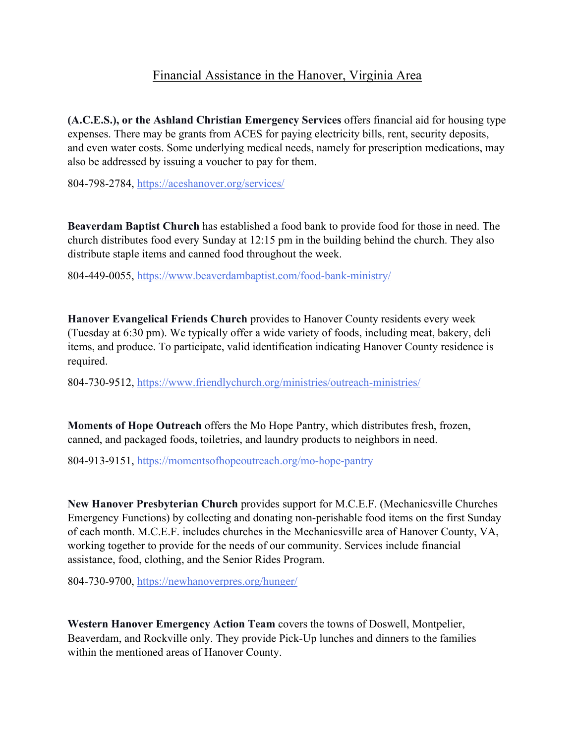# Financial Assistance in the Hanover, Virginia Area

**(A.C.E.S.), or the Ashland Christian Emergency Services** offers financial aid for housing type expenses. There may be grants from ACES for paying electricity bills, rent, security deposits, and even water costs. Some underlying medical needs, namely for prescription medications, may also be addressed by issuing a voucher to pay for them.

804-798-2784, [https://aceshanover.org/services/](https://aceshanover.org/services/)

**Beaverdam Baptist Church** has established a food bank to provide food for those in need. The church distributes food every Sunday at 12:15 pm in the building behind the church. They also distribute staple items and canned food throughout the week.

804-449-0055, [https://www.beaverdambaptist.com/food-bank-ministry/](https://www.beaverdambaptist.com/food-bank-ministry/)

**Hanover Evangelical Friends Church** provides to Hanover County residents every week (Tuesday at 6:30 pm). We typically offer a wide variety of foods, including meat, bakery, deli items, and produce. To participate, valid identification indicating Hanover County residence is required.

804-730-9512, [https://www.friendlychurch.org/ministries/outreach-ministries/](https://www.friendlychurch.org/ministries/outreach-ministries/)

**Moments of Hope Outreach** offers the Mo Hope Pantry, which distributes fresh, frozen, canned, and packaged foods, toiletries, and laundry products to neighbors in need.

804-913-9151, [https://momentsofhopeoutreach.org/mo-hope-pantry](https://momentsofhopeoutreach.org/mo-hope-pantry)

**New Hanover Presbyterian Church** provides support for M.C.E.F. (Mechanicsville Churches Emergency Functions) by collecting and donating non-perishable food items on the first Sunday of each month. M.C.E.F. includes churches in the Mechanicsville area of Hanover County, VA, working together to provide for the needs of our community. Services include financial assistance, food, clothing, and the Senior Rides Program.

804-730-9700, [https://newhanoverpres.org/hunger/](https://newhanoverpres.org/hunger/)

**Western Hanover Emergency Action Team** covers the towns of Doswell, Montpelier, Beaverdam, and Rockville only. They provide Pick-Up lunches and dinners to the families within the mentioned areas of Hanover County.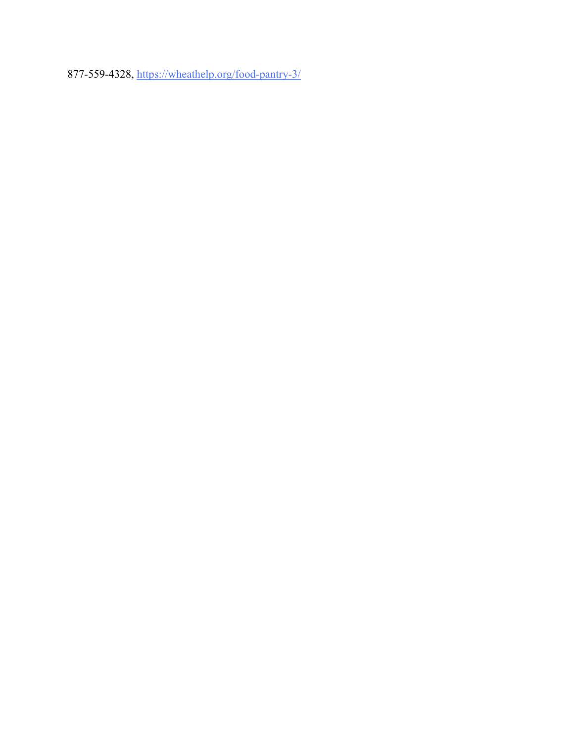877-559-4328, https://wheathelp.org/food-pantry-3/